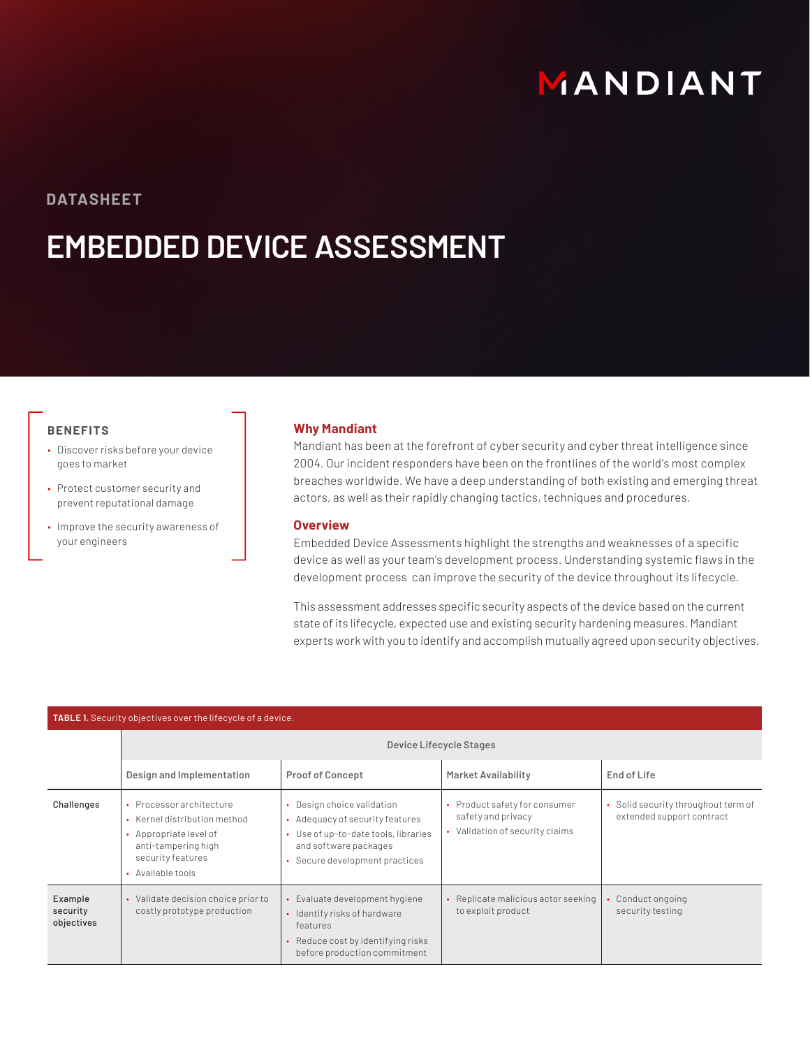MANDIANT

DATASHEET

# EMBEDDED DEVICE ASSESSMENT

### BENEFITS

- Discover risks before your device goes to market
- Protect customer security and prevent reputational damage
- Improve the security awareness of your engineers

## Why Mandiant

Mandiant has been at the forefront of cyber security and cyber threat intelligence since 2004. Our incident responders have been on the frontlines of the world's most complex breaches worldwide. We have a deep understanding of both existing and emerging threat actors, as well as their rapidly changing tactics, techniques and procedures.

## Overview

Embedded Device Assessments highlight the strengths and weaknesses of a specific device as well as your team's development process. Understanding systemic flaws in the development process can improve the security of the device throughout its lifecycle.

This assessment addresses specific security aspects of the device based on the current state of its lifecycle, expected use and existing security hardening measures. Mandiant experts work with you to identify and accomplish mutually agreed upon security objectives.

**TABLE 1.** Security objectives over the lifecycle of a device.

| | Device Lifecycle Stages | | | |
|---|---|---|---|---|
| | **Design and Implementation** | **Proof of Concept** | **Market Availability** | **End of Life** |
| Challenges | • Processor architecture<br>• Kernel distribution method<br>• Appropriate level of anti-tampering high security features<br>• Available tools | • Design choice validation<br>• Adequacy of security features<br>• Use of up-to-date tools, libraries and software packages<br>• Secure development practices | • Product safety for consumer safety and privacy<br>• Validation of security claims | • Solid security throughout term of extended support contract |
| Example security objectives | • Validate decision choice prior to costly prototype production | • Evaluate development hygiene<br>• Identify risks of hardware features<br>• Reduce cost by identifying risks before production commitment | • Replicate malicious actor seeking to exploit product | • Conduct ongoing security testing |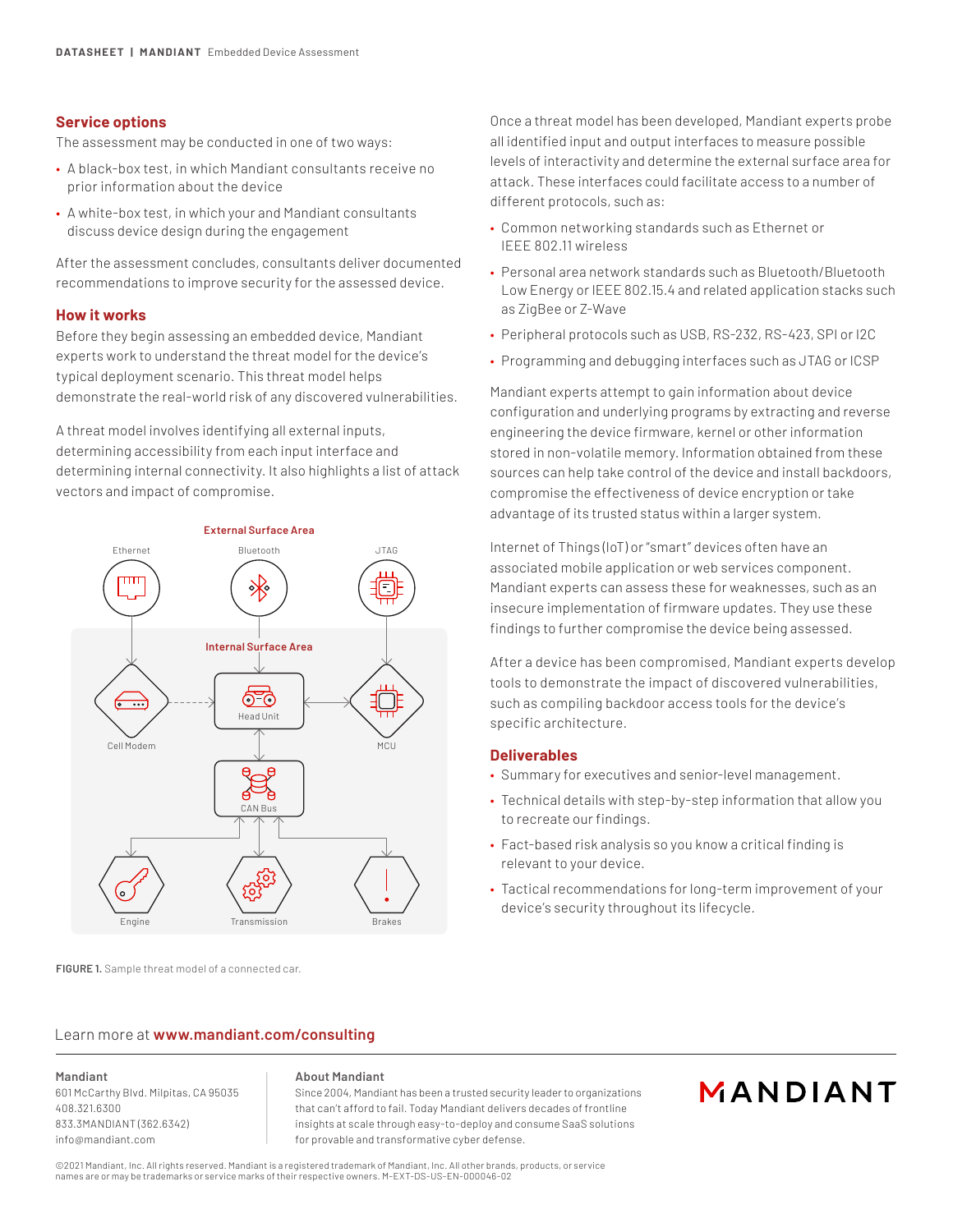## Service options

The assessment may be conducted in one of two ways:

- A black-box test, in which Mandiant consultants receive no prior information about the device
- A white-box test, in which your and Mandiant consultants discuss device design during the engagement

After the assessment concludes, consultants deliver documented recommendations to improve security for the assessed device.

## How it works

Before they begin assessing an embedded device, Mandiant experts work to understand the threat model for the device's typical deployment scenario. This threat model helps demonstrate the real-world risk of any discovered vulnerabilities.

A threat model involves identifying all external inputs, determining accessibility from each input interface and determining internal connectivity. It also highlights a list of attack vectors and impact of compromise.

External Surface Area

Ethernet

Bluetooth

JTAG

Internal Surface Area

Cell Modem

Head Unit

MCU

CAN Bus

Engine

Transmission

Brakes

**FIGURE 1.** Sample threat model of a connected car.

Once a threat model has been developed, Mandiant experts probe all identified input and output interfaces to measure possible levels of interactivity and determine the external surface area for attack. These interfaces could facilitate access to a number of different protocols, such as:

- Common networking standards such as Ethernet or IEEE 802.11 wireless
- Personal area network standards such as Bluetooth/Bluetooth Low Energy or IEEE 802.15.4 and related application stacks such as ZigBee or Z-Wave
- Peripheral protocols such as USB, RS-232, RS-423, SPI or I2C
- Programming and debugging interfaces such as JTAG or ICSP

Mandiant experts attempt to gain information about device configuration and underlying programs by extracting and reverse engineering the device firmware, kernel or other information stored in non-volatile memory. Information obtained from these sources can help take control of the device and install backdoors, compromise the effectiveness of device encryption or take advantage of its trusted status within a larger system.

Internet of Things (IoT) or "smart" devices often have an associated mobile application or web services component. Mandiant experts can assess these for weaknesses, such as an insecure implementation of firmware updates. They use these findings to further compromise the device being assessed.

After a device has been compromised, Mandiant experts develop tools to demonstrate the impact of discovered vulnerabilities, such as compiling backdoor access tools for the device's specific architecture.

## Deliverables

- Summary for executives and senior-level management.
- Technical details with step-by-step information that allow you to recreate our findings.
- Fact-based risk analysis so you know a critical finding is relevant to your device.
- Tactical recommendations for long-term improvement of your device's security throughout its lifecycle.

Learn more at **www.mandiant.com/consulting**

**Mandiant**
601 McCarthy Blvd. Milpitas, CA 95035
408.321.6300
833.3MANDIANT (362.6342)
info@mandiant.com

**About Mandiant**
Since 2004, Mandiant has been a trusted security leader to organizations that can't afford to fail. Today Mandiant delivers decades of frontline insights at scale through easy-to-deploy and consume SaaS solutions for provable and transformative cyber defense.

MANDIANT

©2021 Mandiant, Inc. All rights reserved. Mandiant is a registered trademark of Mandiant, Inc. All other brands, products, or service names are or may be trademarks or service marks of their respective owners. M-EXT-DS-US-EN-000046-02